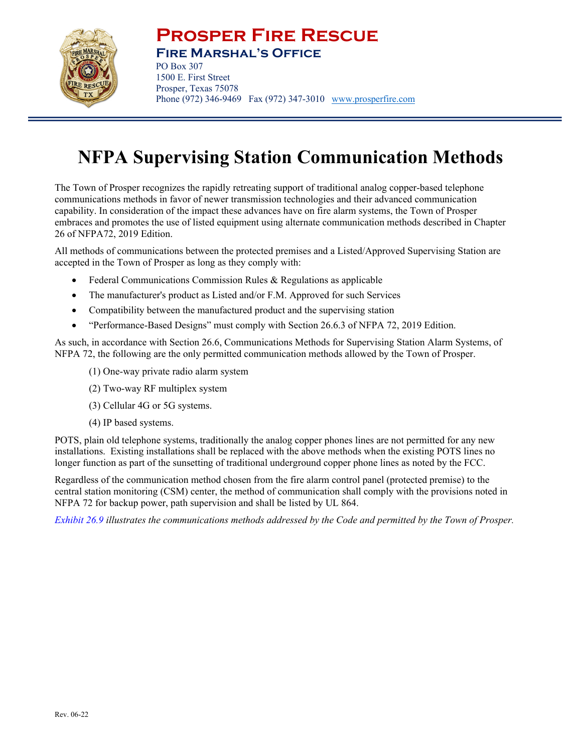# Prosper Fire Rescue

## Fire Marshal's Office

PO Box 307
1500 E. First Street
Prosper, Texas 75078
Phone (972) 346-9469 Fax (972) 347-3010 www.prosperfire.com

# NFPA Supervising Station Communication Methods

The Town of Prosper recognizes the rapidly retreating support of traditional analog copper-based telephone communications methods in favor of newer transmission technologies and their advanced communication capability. In consideration of the impact these advances have on fire alarm systems, the Town of Prosper embraces and promotes the use of listed equipment using alternate communication methods described in Chapter 26 of NFPA72, 2019 Edition.

All methods of communications between the protected premises and a Listed/Approved Supervising Station are accepted in the Town of Prosper as long as they comply with:

- Federal Communications Commission Rules & Regulations as applicable
- The manufacturer's product as Listed and/or F.M. Approved for such Services
- Compatibility between the manufactured product and the supervising station
- "Performance-Based Designs" must comply with Section 26.6.3 of NFPA 72, 2019 Edition.

As such, in accordance with Section 26.6, Communications Methods for Supervising Station Alarm Systems, of NFPA 72, the following are the only permitted communication methods allowed by the Town of Prosper.

(1) One-way private radio alarm system

(2) Two-way RF multiplex system

(3) Cellular 4G or 5G systems.

(4) IP based systems.

POTS, plain old telephone systems, traditionally the analog copper phones lines are not permitted for any new installations. Existing installations shall be replaced with the above methods when the existing POTS lines no longer function as part of the sunsetting of traditional underground copper phone lines as noted by the FCC.

Regardless of the communication method chosen from the fire alarm control panel (protected premise) to the central station monitoring (CSM) center, the method of communication shall comply with the provisions noted in NFPA 72 for backup power, path supervision and shall be listed by UL 864.

*Exhibit 26.9 illustrates the communications methods addressed by the Code and permitted by the Town of Prosper.*

Rev. 06-22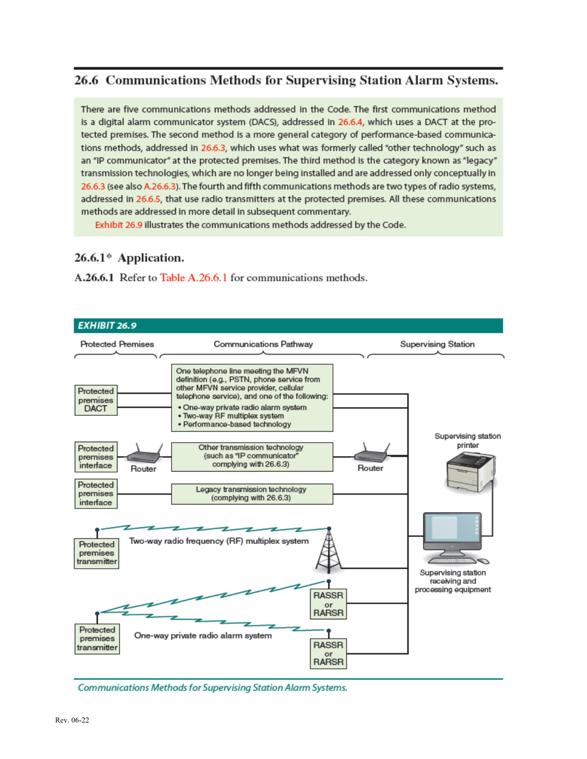## 26.6 Communications Methods for Supervising Station Alarm Systems.

There are five communications methods addressed in the Code. The first communications method is a digital alarm communicator system (DACS), addressed in 26.6.4, which uses a DACT at the protected premises. The second method is a more general category of performance-based communications methods, addressed in 26.6.3, which uses what was formerly called "other technology" such as an "IP communicator" at the protected premises. The third method is the category known as "legacy" transmission technologies, which are no longer being installed and are addressed only conceptually in 26.6.3 (see also A.26.6.3). The fourth and fifth communications methods are two types of radio systems, addressed in 26.6.5, that use radio transmitters at the protected premises. All these communications methods are addressed in more detail in subsequent commentary.

Exhibit 26.9 illustrates the communications methods addressed by the Code.

### 26.6.1* Application.

**A.26.6.1** Refer to Table A.26.6.1 for communications methods.

**EXHIBIT 26.9**

Protected Premises

Communications Pathway

Supervising Station

Protected premises DACT

One telephone line meeting the MFVN definition (e.g., PSTN, phone service from other MFVN service provider, cellular telephone service), and one of the following:
- One-way private radio alarm system
- Two-way RF multiplex system
- Performance-based technology

Protected premises interface

Router

Other transmission technology (such as "IP communicator" complying with 26.6.3)

Router

Supervising station printer

Protected premises interface

Legacy transmission technology (complying with 26.6.3)

Protected premises transmitter

Two-way radio frequency (RF) multiplex system

Supervising station receiving and processing equipment

RASSR or RARSR

Protected premises transmitter

One-way private radio alarm system

RASSR or RARSR

*Communications Methods for Supervising Station Alarm Systems.*